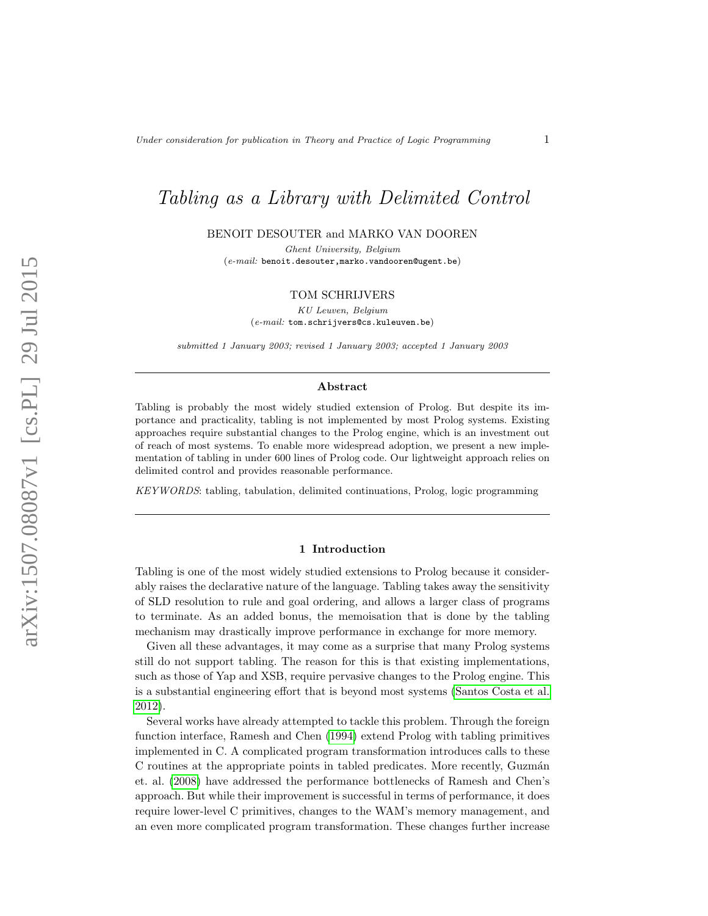# Tabling as a Library with Delimited Control

BENOIT DESOUTER and MARKO VAN DOOREN

*Ghent University, Belgium*
(*e-mail:* benoit.desouter,marko.vandooren@ugent.be)

TOM SCHRIJVERS

*KU Leuven, Belgium*
(*e-mail:* tom.schrijvers@cs.kuleuven.be)

*submitted 1 January 2003; revised 1 January 2003; accepted 1 January 2003*

## Abstract

Tabling is probably the most widely studied extension of Prolog. But despite its importance and practicality, tabling is not implemented by most Prolog systems. Existing approaches require substantial changes to the Prolog engine, which is an investment out of reach of most systems. To enable more widespread adoption, we present a new implementation of tabling in under 600 lines of Prolog code. Our lightweight approach relies on delimited control and provides reasonable performance.

*KEYWORDS*: tabling, tabulation, delimited continuations, Prolog, logic programming

## 1 Introduction

Tabling is one of the most widely studied extensions to Prolog because it considerably raises the declarative nature of the language. Tabling takes away the sensitivity of SLD resolution to rule and goal ordering, and allows a larger class of programs to terminate. As an added bonus, the memoisation that is done by the tabling mechanism may drastically improve performance in exchange for more memory.

Given all these advantages, it may come as a surprise that many Prolog systems still do not support tabling. The reason for this is that existing implementations, such as those of Yap and XSB, require pervasive changes to the Prolog engine. This is a substantial engineering effort that is beyond most systems (Santos Costa et al. 2012).

Several works have already attempted to tackle this problem. Through the foreign function interface, Ramesh and Chen (1994) extend Prolog with tabling primitives implemented in C. A complicated program transformation introduces calls to these C routines at the appropriate points in tabled predicates. More recently, Guzmán et. al. (2008) have addressed the performance bottlenecks of Ramesh and Chen's approach. But while their improvement is successful in terms of performance, it does require lower-level C primitives, changes to the WAM's memory management, and an even more complicated program transformation. These changes further increase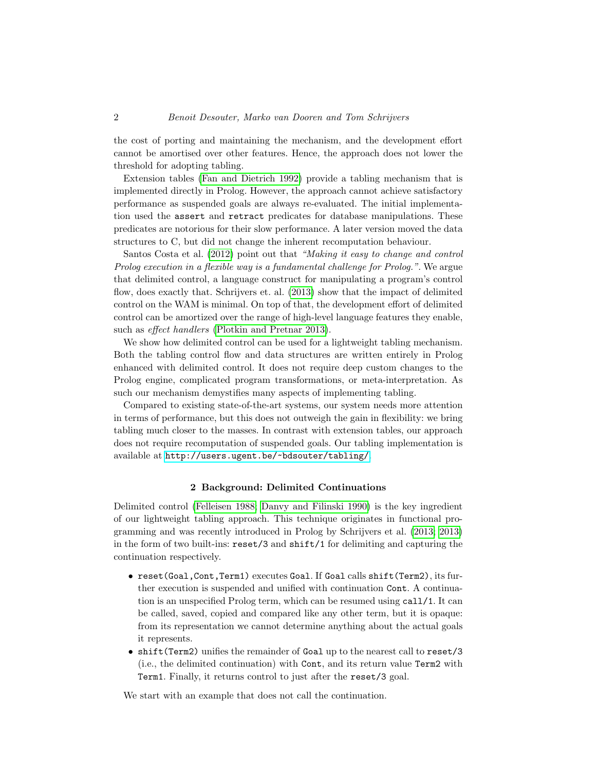the cost of porting and maintaining the mechanism, and the development effort cannot be amortised over other features. Hence, the approach does not lower the threshold for adopting tabling.

Extension tables (Fan and Dietrich 1992) provide a tabling mechanism that is implemented directly in Prolog. However, the approach cannot achieve satisfactory performance as suspended goals are always re-evaluated. The initial implementation used the `assert` and `retract` predicates for database manipulations. These predicates are notorious for their slow performance. A later version moved the data structures to C, but did not change the inherent recomputation behaviour.

Santos Costa et al. (2012) point out that *"Making it easy to change and control Prolog execution in a flexible way is a fundamental challenge for Prolog."*. We argue that delimited control, a language construct for manipulating a program's control flow, does exactly that. Schrijvers et. al. (2013) show that the impact of delimited control on the WAM is minimal. On top of that, the development effort of delimited control can be amortized over the range of high-level language features they enable, such as *effect handlers* (Plotkin and Pretnar 2013).

We show how delimited control can be used for a lightweight tabling mechanism. Both the tabling control flow and data structures are written entirely in Prolog enhanced with delimited control. It does not require deep custom changes to the Prolog engine, complicated program transformations, or meta-interpretation. As such our mechanism demystifies many aspects of implementing tabling.

Compared to existing state-of-the-art systems, our system needs more attention in terms of performance, but this does not outweigh the gain in flexibility: we bring tabling much closer to the masses. In contrast with extension tables, our approach does not require recomputation of suspended goals. Our tabling implementation is available at `http://users.ugent.be/~bdsouter/tabling/`.

## 2 Background: Delimited Continuations

Delimited control (Felleisen 1988; Danvy and Filinski 1990) is the key ingredient of our lightweight tabling approach. This technique originates in functional programming and was recently introduced in Prolog by Schrijvers et al. (2013; 2013) in the form of two built-ins: `reset/3` and `shift/1` for delimiting and capturing the continuation respectively.

- `reset(Goal,Cont,Term1)` executes `Goal`. If `Goal` calls `shift(Term2)`, its further execution is suspended and unified with continuation `Cont`. A continuation is an unspecified Prolog term, which can be resumed using `call/1`. It can be called, saved, copied and compared like any other term, but it is opaque: from its representation we cannot determine anything about the actual goals it represents.
- `shift(Term2)` unifies the remainder of `Goal` up to the nearest call to `reset/3` (i.e., the delimited continuation) with `Cont`, and its return value `Term2` with `Term1`. Finally, it returns control to just after the `reset/3` goal.

We start with an example that does not call the continuation.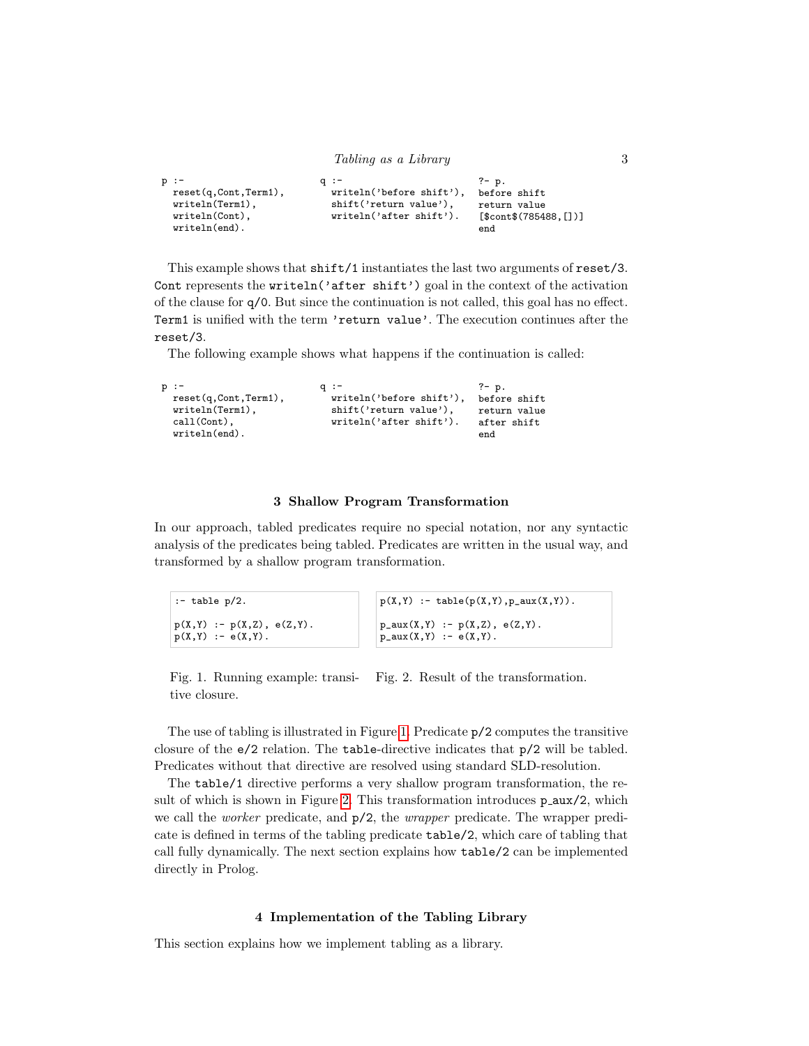```
p :-                          q :-                          ?- p.
  reset(q,Cont,Term1),          writeln('before shift'),    before shift
  writeln(Term1),               shift('return value'),      return value
  writeln(Cont),                writeln('after shift').     [$cont$(785488,[])]
  writeln(end).                                             end
```

This example shows that `shift/1` instantiates the last two arguments of `reset/3`. `Cont` represents the `writeln('after shift')` goal in the context of the activation of the clause for `q/0`. But since the continuation is not called, this goal has no effect. `Term1` is unified with the term `'return value'`. The execution continues after the `reset/3`.

The following example shows what happens if the continuation is called:

```
p :-                          q :-                          ?- p.
  reset(q,Cont,Term1),          writeln('before shift'),    before shift
  writeln(Term1),               shift('return value'),      return value
  call(Cont),                   writeln('after shift').     after shift
  writeln(end).                                             end
```

## 3 Shallow Program Transformation

In our approach, tabled predicates require no special notation, nor any syntactic analysis of the predicates being tabled. Predicates are written in the usual way, and transformed by a shallow program transformation.

```
:- table p/2.

p(X,Y) :- p(X,Z), e(Z,Y).
p(X,Y) :- e(X,Y).
```

Fig. 1. Running example: transitive closure.

```
p(X,Y) :- table(p(X,Y),p_aux(X,Y)).

p_aux(X,Y) :- p(X,Z), e(Z,Y).
p_aux(X,Y) :- e(X,Y).
```

Fig. 2. Result of the transformation.

The use of tabling is illustrated in Figure 1. Predicate `p/2` computes the transitive closure of the `e/2` relation. The `table`-directive indicates that `p/2` will be tabled. Predicates without that directive are resolved using standard SLD-resolution.

The `table/1` directive performs a very shallow program transformation, the result of which is shown in Figure 2. This transformation introduces `p_aux/2`, which we call the *worker* predicate, and `p/2`, the *wrapper* predicate. The wrapper predicate is defined in terms of the tabling predicate `table/2`, which care of tabling that call fully dynamically. The next section explains how `table/2` can be implemented directly in Prolog.

## 4 Implementation of the Tabling Library

This section explains how we implement tabling as a library.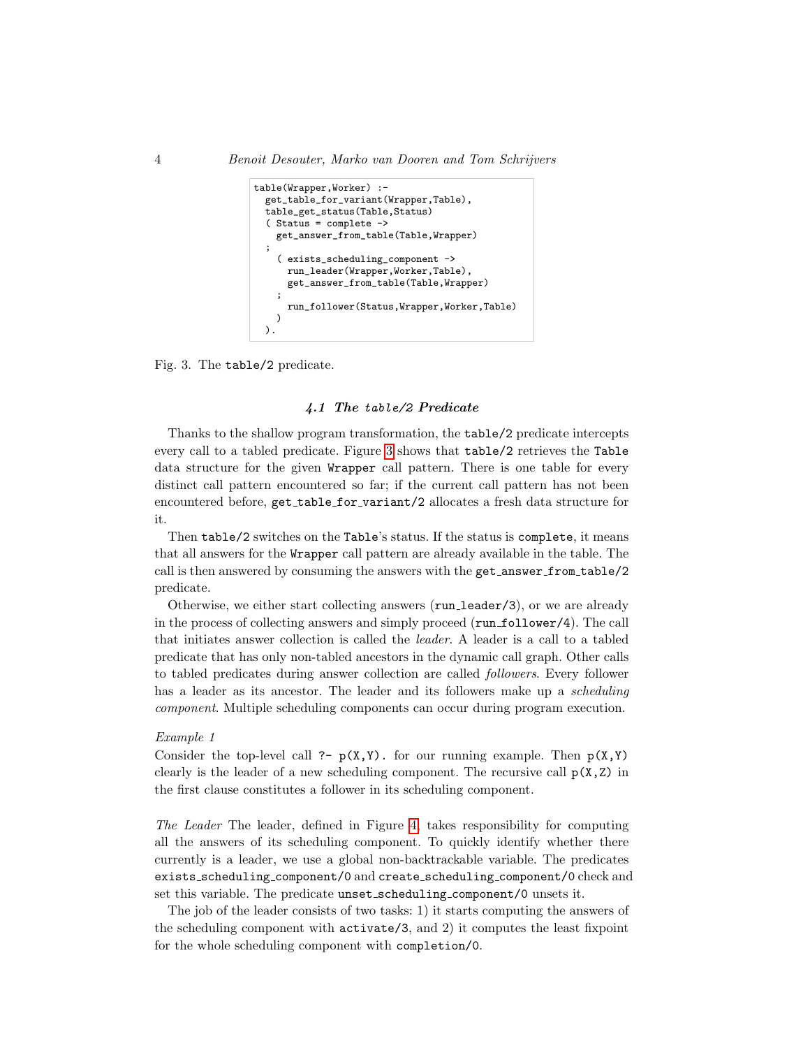```
table(Wrapper,Worker) :-
  get_table_for_variant(Wrapper,Table),
  table_get_status(Table,Status)
  ( Status = complete ->
    get_answer_from_table(Table,Wrapper)
  ;
    ( exists_scheduling_component ->
      run_leader(Wrapper,Worker,Table),
      get_answer_from_table(Table,Wrapper)
    ;
      run_follower(Status,Wrapper,Worker,Table)
    )
  ).
```

Fig. 3. The `table/2` predicate.

### 4.1 The *table/2* Predicate

Thanks to the shallow program transformation, the `table/2` predicate intercepts every call to a tabled predicate. Figure 3 shows that `table/2` retrieves the `Table` data structure for the given `Wrapper` call pattern. There is one table for every distinct call pattern encountered so far; if the current call pattern has not been encountered before, `get_table_for_variant/2` allocates a fresh data structure for it.

Then `table/2` switches on the `Table`'s status. If the status is `complete`, it means that all answers for the `Wrapper` call pattern are already available in the table. The call is then answered by consuming the answers with the `get_answer_from_table/2` predicate.

Otherwise, we either start collecting answers (`run_leader/3`), or we are already in the process of collecting answers and simply proceed (`run_follower/4`). The call that initiates answer collection is called the *leader*. A leader is a call to a tabled predicate that has only non-tabled ancestors in the dynamic call graph. Other calls to tabled predicates during answer collection are called *followers*. Every follower has a leader as its ancestor. The leader and its followers make up a *scheduling component*. Multiple scheduling components can occur during program execution.

*Example 1*

Consider the top-level call `?- p(X,Y).` for our running example. Then `p(X,Y)` clearly is the leader of a new scheduling component. The recursive call `p(X,Z)` in the first clause constitutes a follower in its scheduling component.

*The Leader* The leader, defined in Figure 4, takes responsibility for computing all the answers of its scheduling component. To quickly identify whether there currently is a leader, we use a global non-backtrackable variable. The predicates `exists_scheduling_component/0` and `create_scheduling_component/0` check and set this variable. The predicate `unset_scheduling_component/0` unsets it.

The job of the leader consists of two tasks: 1) it starts computing the answers of the scheduling component with `activate/3`, and 2) it computes the least fixpoint for the whole scheduling component with `completion/0`.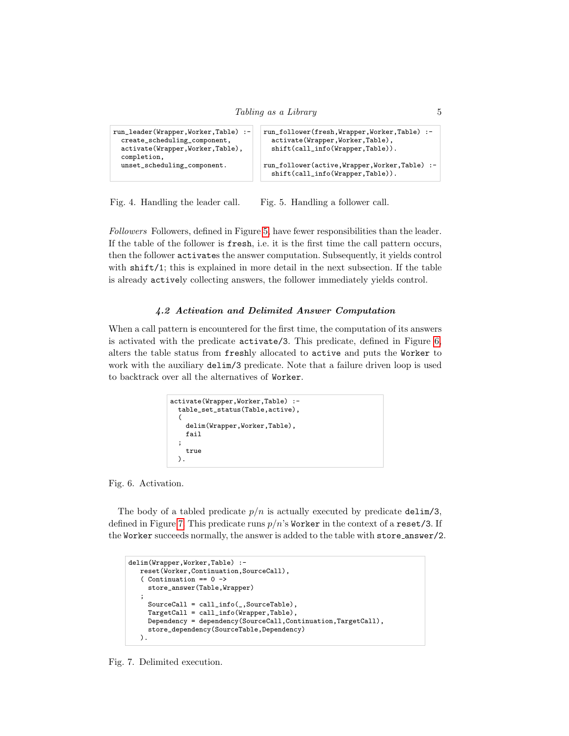```
run_leader(Wrapper,Worker,Table) :-
  create_scheduling_component,
  activate(Wrapper,Worker,Table),
  completion,
  unset_scheduling_component.
```

Fig. 4. Handling the leader call.

```
run_follower(fresh,Wrapper,Worker,Table) :-
  activate(Wrapper,Worker,Table),
  shift(call_info(Wrapper,Table)).

run_follower(active,Wrapper,Worker,Table) :-
  shift(call_info(Wrapper,Table)).
```

Fig. 5. Handling a follower call.

*Followers* Followers, defined in Figure 5, have fewer responsibilities than the leader. If the table of the follower is `fresh`, i.e. it is the first time the call pattern occurs, then the follower `activate`s the answer computation. Subsequently, it yields control with `shift/1`; this is explained in more detail in the next subsection. If the table is already `active`ly collecting answers, the follower immediately yields control.

### 4.2 Activation and Delimited Answer Computation

When a call pattern is encountered for the first time, the computation of its answers is activated with the predicate `activate/3`. This predicate, defined in Figure 6, alters the table status from `fresh`ly allocated to `active` and puts the `Worker` to work with the auxiliary `delim/3` predicate. Note that a failure driven loop is used to backtrack over all the alternatives of `Worker`.

```
activate(Wrapper,Worker,Table) :-
  table_set_status(Table,active),
  (
    delim(Wrapper,Worker,Table),
    fail
  ;
    true
  ).
```

Fig. 6. Activation.

The body of a tabled predicate $p/n$ is actually executed by predicate `delim/3`, defined in Figure 7. This predicate runs $p/n$'s `Worker` in the context of a `reset/3`. If the `Worker` succeeds normally, the answer is added to the table with `store_answer/2`.

```
delim(Wrapper,Worker,Table) :-
   reset(Worker,Continuation,SourceCall),
   ( Continuation == 0 ->
     store_answer(Table,Wrapper)
   ;
     SourceCall = call_info(_,SourceTable),
     TargetCall = call_info(Wrapper,Table),
     Dependency = dependency(SourceCall,Continuation,TargetCall),
     store_dependency(SourceTable,Dependency)
   ).
```

Fig. 7. Delimited execution.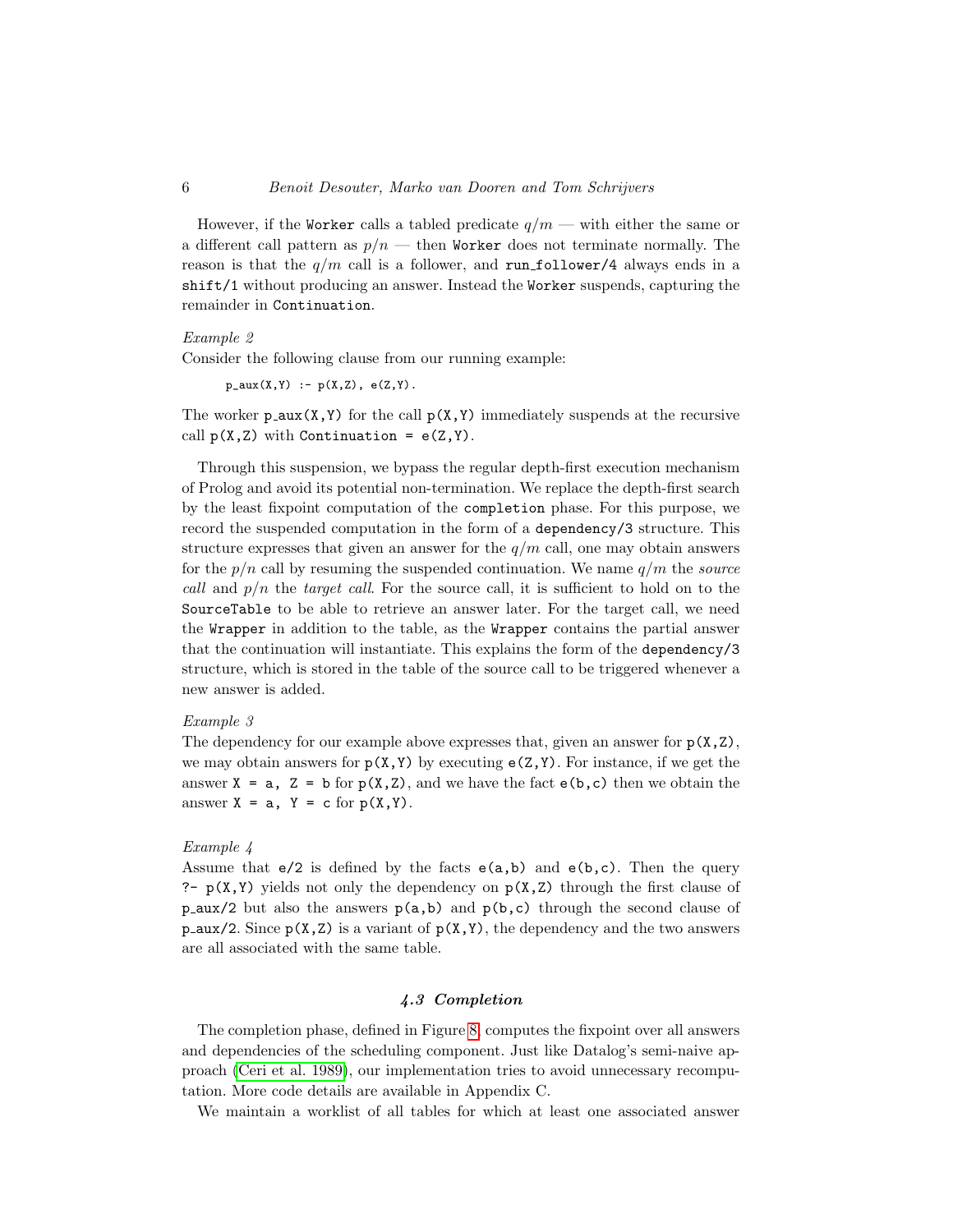However, if the `Worker` calls a tabled predicate $q/m$ — with either the same or a different call pattern as $p/n$ — then `Worker` does not terminate normally. The reason is that the $q/m$ call is a follower, and `run_follower/4` always ends in a `shift/1` without producing an answer. Instead the `Worker` suspends, capturing the remainder in `Continuation`.

*Example 2*
Consider the following clause from our running example:

```
p_aux(X,Y) :- p(X,Z), e(Z,Y).
```

The worker `p_aux(X,Y)` for the call `p(X,Y)` immediately suspends at the recursive call `p(X,Z)` with `Continuation = e(Z,Y)`.

Through this suspension, we bypass the regular depth-first execution mechanism of Prolog and avoid its potential non-termination. We replace the depth-first search by the least fixpoint computation of the `completion` phase. For this purpose, we record the suspended computation in the form of a `dependency/3` structure. This structure expresses that given an answer for the $q/m$ call, one may obtain answers for the $p/n$ call by resuming the suspended continuation. We name $q/m$ the *source call* and $p/n$ the *target call*. For the source call, it is sufficient to hold on to the `SourceTable` to be able to retrieve an answer later. For the target call, we need the `Wrapper` in addition to the table, as the `Wrapper` contains the partial answer that the continuation will instantiate. This explains the form of the `dependency/3` structure, which is stored in the table of the source call to be triggered whenever a new answer is added.

*Example 3*
The dependency for our example above expresses that, given an answer for `p(X,Z)`, we may obtain answers for `p(X,Y)` by executing `e(Z,Y)`. For instance, if we get the answer `X = a, Z = b` for `p(X,Z)`, and we have the fact `e(b,c)` then we obtain the answer `X = a, Y = c` for `p(X,Y)`.

*Example 4*
Assume that `e/2` is defined by the facts `e(a,b)` and `e(b,c)`. Then the query `?- p(X,Y)` yields not only the dependency on `p(X,Z)` through the first clause of `p_aux/2` but also the answers `p(a,b)` and `p(b,c)` through the second clause of `p_aux/2`. Since `p(X,Z)` is a variant of `p(X,Y)`, the dependency and the two answers are all associated with the same table.

### *4.3 Completion*

The completion phase, defined in Figure 8, computes the fixpoint over all answers and dependencies of the scheduling component. Just like Datalog's semi-naive approach (Ceri et al. 1989), our implementation tries to avoid unnecessary recomputation. More code details are available in Appendix C.

We maintain a worklist of all tables for which at least one associated answer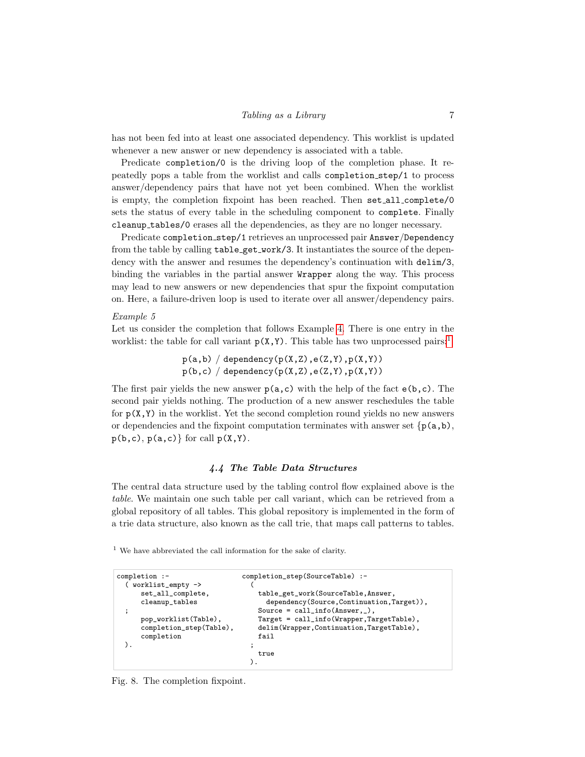has not been fed into at least one associated dependency. This worklist is updated whenever a new answer or new dependency is associated with a table.

Predicate `completion/0` is the driving loop of the completion phase. It repeatedly pops a table from the worklist and calls `completion_step/1` to process answer/dependency pairs that have not yet been combined. When the worklist is empty, the completion fixpoint has been reached. Then `set_all_complete/0` sets the status of every table in the scheduling component to `complete`. Finally `cleanup_tables/0` erases all the dependencies, as they are no longer necessary.

Predicate `completion_step/1` retrieves an unprocessed pair `Answer/Dependency` from the table by calling `table_get_work/3`. It instantiates the source of the dependency with the answer and resumes the dependency's continuation with `delim/3`, binding the variables in the partial answer `Wrapper` along the way. This process may lead to new answers or new dependencies that spur the fixpoint computation on. Here, a failure-driven loop is used to iterate over all answer/dependency pairs.

*Example 5*

Let us consider the completion that follows Example 4. There is one entry in the worklist: the table for call variant `p(X,Y)`. This table has two unprocessed pairs:[1]

```
p(a,b) / dependency(p(X,Z),e(Z,Y),p(X,Y))
p(b,c) / dependency(p(X,Z),e(Z,Y),p(X,Y))
```

The first pair yields the new answer `p(a,c)` with the help of the fact `e(b,c)`. The second pair yields nothing. The production of a new answer reschedules the table for `p(X,Y)` in the worklist. Yet the second completion round yields no new answers or dependencies and the fixpoint computation terminates with answer set {`p(a,b)`, `p(b,c)`, `p(a,c)`} for call `p(X,Y)`.

### 4.4 The Table Data Structures

The central data structure used by the tabling control flow explained above is the *table*. We maintain one such table per call variant, which can be retrieved from a global repository of all tables. This global repository is implemented in the form of a trie data structure, also known as the call trie, that maps call patterns to tables.

[1] We have abbreviated the call information for the sake of clarity.

```
completion :-
  ( worklist_empty ->
      set_all_complete,
      cleanup_tables
  ;
      pop_worklist(Table),
      completion_step(Table),
      completion
  ).
```

```
completion_step(SourceTable) :-
  (
    table_get_work(SourceTable,Answer,
      dependency(Source,Continuation,Target)),
    Source = call_info(Answer,_),
    Target = call_info(Wrapper,TargetTable),
    delim(Wrapper,Continuation,TargetTable),
    fail
  ;
    true
  ).
```

Fig. 8. The completion fixpoint.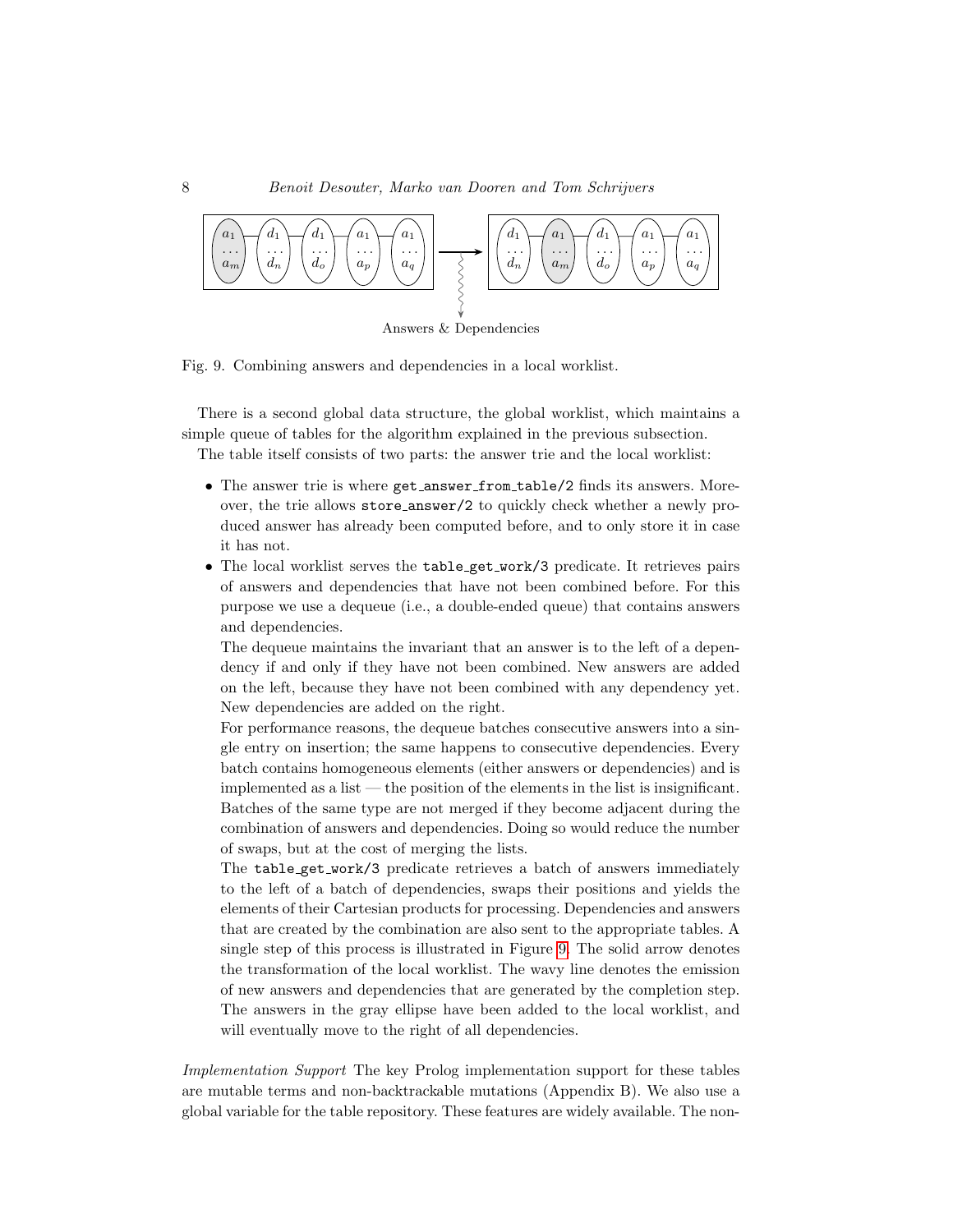Answers & Dependencies

Fig. 9. Combining answers and dependencies in a local worklist.

There is a second global data structure, the global worklist, which maintains a simple queue of tables for the algorithm explained in the previous subsection.

The table itself consists of two parts: the answer trie and the local worklist:

- The answer trie is where `get_answer_from_table/2` finds its answers. Moreover, the trie allows `store_answer/2` to quickly check whether a newly produced answer has already been computed before, and to only store it in case it has not.
- The local worklist serves the `table_get_work/3` predicate. It retrieves pairs of answers and dependencies that have not been combined before. For this purpose we use a dequeue (i.e., a double-ended queue) that contains answers and dependencies.

  The dequeue maintains the invariant that an answer is to the left of a dependency if and only if they have not been combined. New answers are added on the left, because they have not been combined with any dependency yet. New dependencies are added on the right.

  For performance reasons, the dequeue batches consecutive answers into a single entry on insertion; the same happens to consecutive dependencies. Every batch contains homogeneous elements (either answers or dependencies) and is implemented as a list — the position of the elements in the list is insignificant. Batches of the same type are not merged if they become adjacent during the combination of answers and dependencies. Doing so would reduce the number of swaps, but at the cost of merging the lists.

  The `table_get_work/3` predicate retrieves a batch of answers immediately to the left of a batch of dependencies, swaps their positions and yields the elements of their Cartesian products for processing. Dependencies and answers that are created by the combination are also sent to the appropriate tables. A single step of this process is illustrated in Figure 9. The solid arrow denotes the transformation of the local worklist. The wavy line denotes the emission of new answers and dependencies that are generated by the completion step. The answers in the gray ellipse have been added to the local worklist, and will eventually move to the right of all dependencies.

*Implementation Support* The key Prolog implementation support for these tables are mutable terms and non-backtrackable mutations (Appendix B). We also use a global variable for the table repository. These features are widely available. The non-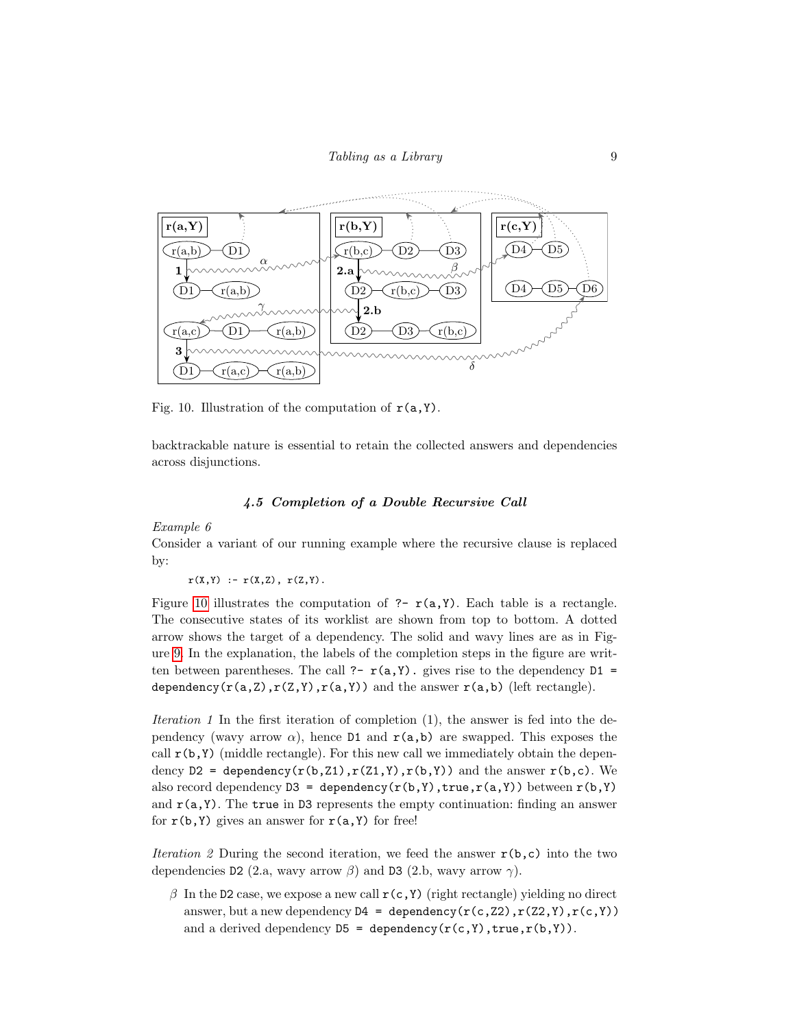Fig. 10. Illustration of the computation of `r(a,Y)`.

backtrackable nature is essential to retain the collected answers and dependencies across disjunctions.

### *4.5 Completion of a Double Recursive Call*

*Example 6*

Consider a variant of our running example where the recursive clause is replaced by:

```
r(X,Y) :- r(X,Z), r(Z,Y).
```

Figure 10 illustrates the computation of `?- r(a,Y)`. Each table is a rectangle. The consecutive states of its worklist are shown from top to bottom. A dotted arrow shows the target of a dependency. The solid and wavy lines are as in Figure 9. In the explanation, the labels of the completion steps in the figure are written between parentheses. The call `?- r(a,Y).` gives rise to the dependency `D1 = dependency(r(a,Z),r(Z,Y),r(a,Y))` and the answer `r(a,b)` (left rectangle).

*Iteration 1* In the first iteration of completion (1), the answer is fed into the dependency (wavy arrow $\alpha$), hence `D1` and `r(a,b)` are swapped. This exposes the call `r(b,Y)` (middle rectangle). For this new call we immediately obtain the dependency `D2 = dependency(r(b,Z1),r(Z1,Y),r(b,Y))` and the answer `r(b,c)`. We also record dependency `D3 = dependency(r(b,Y),true,r(a,Y))` between `r(b,Y)` and `r(a,Y)`. The `true` in `D3` represents the empty continuation: finding an answer for `r(b,Y)` gives an answer for `r(a,Y)` for free!

*Iteration 2* During the second iteration, we feed the answer `r(b,c)` into the two dependencies `D2` (2.a, wavy arrow $\beta$) and `D3` (2.b, wavy arrow $\gamma$).

- $\beta$ In the `D2` case, we expose a new call `r(c,Y)` (right rectangle) yielding no direct answer, but a new dependency `D4 = dependency(r(c,Z2),r(Z2,Y),r(c,Y))` and a derived dependency `D5 = dependency(r(c,Y),true,r(b,Y))`.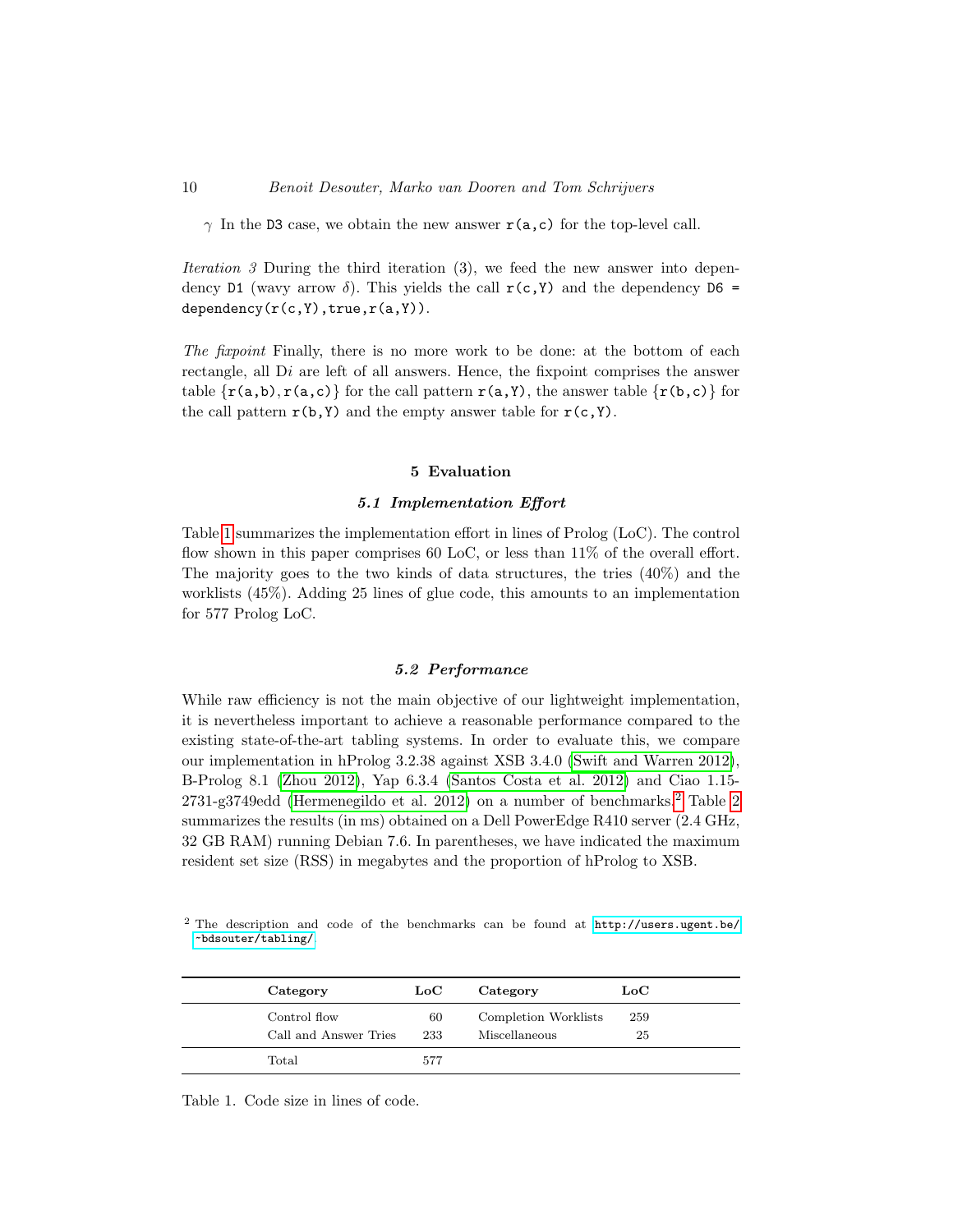$\gamma$ In the `D3` case, we obtain the new answer `r(a,c)` for the top-level call.

*Iteration 3* During the third iteration (3), we feed the new answer into dependency `D1` (wavy arrow $\delta$). This yields the call `r(c,Y)` and the dependency `D6 = dependency(r(c,Y),true,r(a,Y))`.

*The fixpoint* Finally, there is no more work to be done: at the bottom of each rectangle, all D$i$ are left of all answers. Hence, the fixpoint comprises the answer table {`r(a,b)`, `r(a,c)`} for the call pattern `r(a,Y)`, the answer table {`r(b,c)`} for the call pattern `r(b,Y)` and the empty answer table for `r(c,Y)`.

## 5 Evaluation

### 5.1 Implementation Effort

Table 1 summarizes the implementation effort in lines of Prolog (LoC). The control flow shown in this paper comprises 60 LoC, or less than 11% of the overall effort. The majority goes to the two kinds of data structures, the tries (40%) and the worklists (45%). Adding 25 lines of glue code, this amounts to an implementation for 577 Prolog LoC.

### 5.2 Performance

While raw efficiency is not the main objective of our lightweight implementation, it is nevertheless important to achieve a reasonable performance compared to the existing state-of-the-art tabling systems. In order to evaluate this, we compare our implementation in hProlog 3.2.38 against XSB 3.4.0 (Swift and Warren 2012), B-Prolog 8.1 (Zhou 2012), Yap 6.3.4 (Santos Costa et al. 2012) and Ciao 1.15-2731-g3749edd (Hermenegildo et al. 2012) on a number of benchmarks.[2] Table 2 summarizes the results (in ms) obtained on a Dell PowerEdge R410 server (2.4 GHz, 32 GB RAM) running Debian 7.6. In parentheses, we have indicated the maximum resident set size (RSS) in megabytes and the proportion of hProlog to XSB.

[2] The description and code of the benchmarks can be found at http://users.ugent.be/~bdsouter/tabling/.

| Category | LoC | Category | LoC |
|---|---|---|---|
| Control flow | 60 | Completion Worklists | 259 |
| Call and Answer Tries | 233 | Miscellaneous | 25 |
| Total | 577 | | |

Table 1. Code size in lines of code.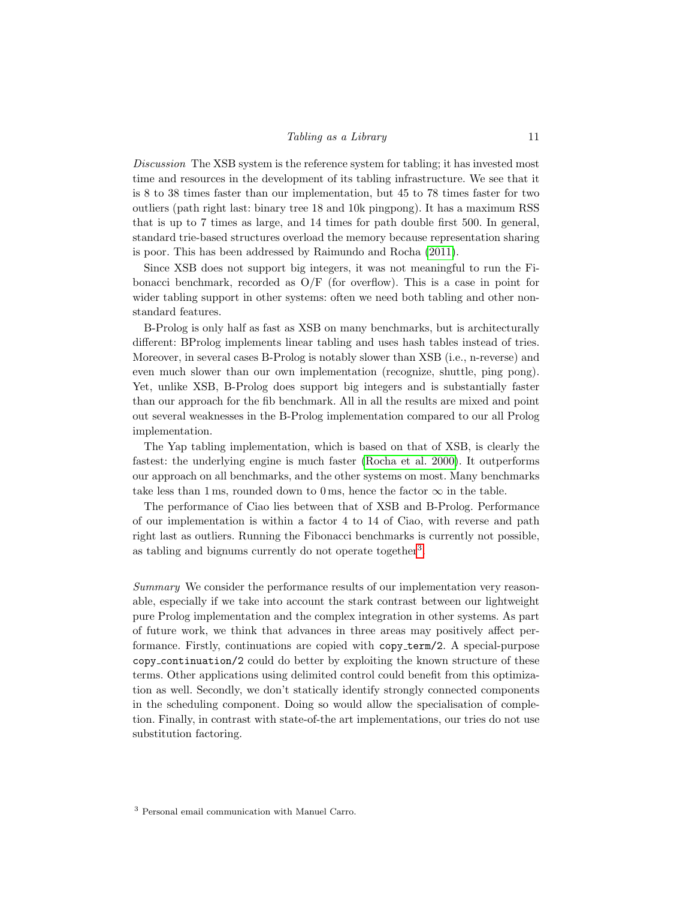*Discussion* The XSB system is the reference system for tabling; it has invested most time and resources in the development of its tabling infrastructure. We see that it is 8 to 38 times faster than our implementation, but 45 to 78 times faster for two outliers (path right last: binary tree 18 and 10k pingpong). It has a maximum RSS that is up to 7 times as large, and 14 times for path double first 500. In general, standard trie-based structures overload the memory because representation sharing is poor. This has been addressed by Raimundo and Rocha (2011).

Since XSB does not support big integers, it was not meaningful to run the Fibonacci benchmark, recorded as O/F (for overflow). This is a case in point for wider tabling support in other systems: often we need both tabling and other non-standard features.

B-Prolog is only half as fast as XSB on many benchmarks, but is architecturally different: BProlog implements linear tabling and uses hash tables instead of tries. Moreover, in several cases B-Prolog is notably slower than XSB (i.e., n-reverse) and even much slower than our own implementation (recognize, shuttle, ping pong). Yet, unlike XSB, B-Prolog does support big integers and is substantially faster than our approach for the fib benchmark. All in all the results are mixed and point out several weaknesses in the B-Prolog implementation compared to our all Prolog implementation.

The Yap tabling implementation, which is based on that of XSB, is clearly the fastest: the underlying engine is much faster (Rocha et al. 2000). It outperforms our approach on all benchmarks, and the other systems on most. Many benchmarks take less than 1 ms, rounded down to 0 ms, hence the factor $\infty$ in the table.

The performance of Ciao lies between that of XSB and B-Prolog. Performance of our implementation is within a factor 4 to 14 of Ciao, with reverse and path right last as outliers. Running the Fibonacci benchmarks is currently not possible, as tabling and bignums currently do not operate together[3].

*Summary* We consider the performance results of our implementation very reasonable, especially if we take into account the stark contrast between our lightweight pure Prolog implementation and the complex integration in other systems. As part of future work, we think that advances in three areas may positively affect performance. Firstly, continuations are copied with `copy_term/2`. A special-purpose `copy_continuation/2` could do better by exploiting the known structure of these terms. Other applications using delimited control could benefit from this optimization as well. Secondly, we don't statically identify strongly connected components in the scheduling component. Doing so would allow the specialisation of completion. Finally, in contrast with state-of-the art implementations, our tries do not use substitution factoring.

[3] Personal email communication with Manuel Carro.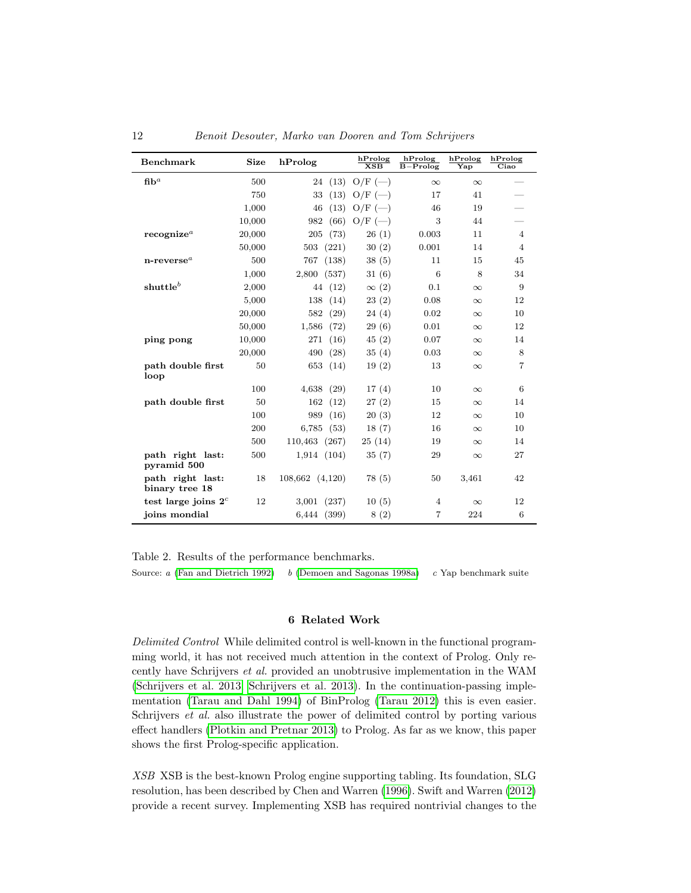| Benchmark | Size | hProlog | hProlog / XSB | hProlog / B−Prolog | hProlog / Yap | hProlog / Ciao |
|---|---|---|---|---|---|---|
| **fib**[a] | 500 | 24 (13) | O/F (—) | ∞ | ∞ | — |
| | 750 | 33 (13) | O/F (—) | 17 | 41 | — |
| | 1,000 | 46 (13) | O/F (—) | 46 | 19 | — |
| | 10,000 | 982 (66) | O/F (—) | 3 | 44 | — |
| **recognize**[a] | 20,000 | 205 (73) | 26 (1) | 0.003 | 11 | 4 |
| | 50,000 | 503 (221) | 30 (2) | 0.001 | 14 | 4 |
| **n-reverse**[a] | 500 | 767 (138) | 38 (5) | 11 | 15 | 45 |
| | 1,000 | 2,800 (537) | 31 (6) | 6 | 8 | 34 |
| **shuttle**[b] | 2,000 | 44 (12) | ∞ (2) | 0.1 | ∞ | 9 |
| | 5,000 | 138 (14) | 23 (2) | 0.08 | ∞ | 12 |
| | 20,000 | 582 (29) | 24 (4) | 0.02 | ∞ | 10 |
| | 50,000 | 1,586 (72) | 29 (6) | 0.01 | ∞ | 12 |
| **ping pong** | 10,000 | 271 (16) | 45 (2) | 0.07 | ∞ | 14 |
| | 20,000 | 490 (28) | 35 (4) | 0.03 | ∞ | 8 |
| **path double first loop** | 50 | 653 (14) | 19 (2) | 13 | ∞ | 7 |
| | 100 | 4,638 (29) | 17 (4) | 10 | ∞ | 6 |
| **path double first** | 50 | 162 (12) | 27 (2) | 15 | ∞ | 14 |
| | 100 | 989 (16) | 20 (3) | 12 | ∞ | 10 |
| | 200 | 6,785 (53) | 18 (7) | 16 | ∞ | 10 |
| | 500 | 110,463 (267) | 25 (14) | 19 | ∞ | 14 |
| **path right last: pyramid 500** | 500 | 1,914 (104) | 35 (7) | 29 | ∞ | 27 |
| **path right last: binary tree 18** | 18 | 108,662 (4,120) | 78 (5) | 50 | 3,461 | 42 |
| **test large joins 2**[c] | 12 | 3,001 (237) | 10 (5) | 4 | ∞ | 12 |
| **joins mondial** | | 6,444 (399) | 8 (2) | 7 | 224 | 6 |

Table 2. Results of the performance benchmarks.

Source: *a* (Fan and Dietrich 1992) *b* (Demoen and Sagonas 1998a) *c* Yap benchmark suite

## 6 Related Work

*Delimited Control* While delimited control is well-known in the functional programming world, it has not received much attention in the context of Prolog. Only recently have Schrijvers *et al.* provided an unobtrusive implementation in the WAM (Schrijvers et al. 2013; Schrijvers et al. 2013). In the continuation-passing implementation (Tarau and Dahl 1994) of BinProlog (Tarau 2012) this is even easier. Schrijvers *et al.* also illustrate the power of delimited control by porting various effect handlers (Plotkin and Pretnar 2013) to Prolog. As far as we know, this paper shows the first Prolog-specific application.

*XSB* XSB is the best-known Prolog engine supporting tabling. Its foundation, SLG resolution, has been described by Chen and Warren (1996). Swift and Warren (2012) provide a recent survey. Implementing XSB has required nontrivial changes to the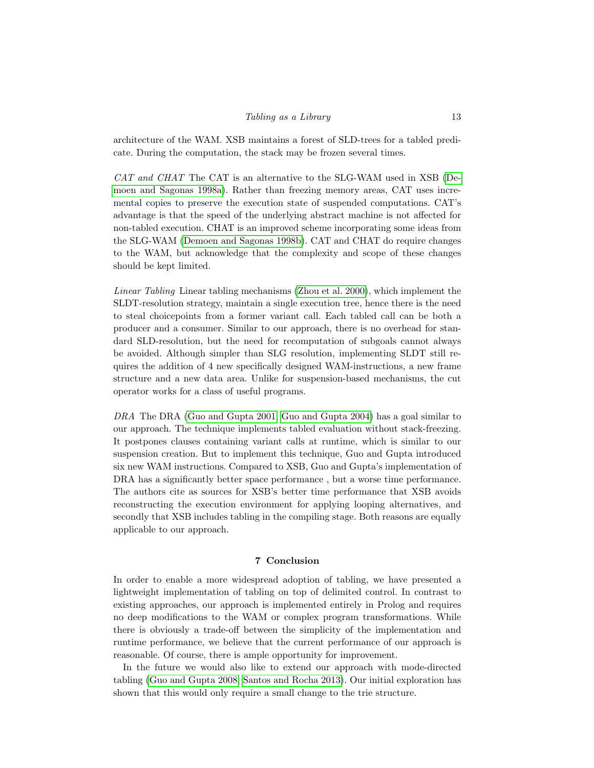architecture of the WAM. XSB maintains a forest of SLD-trees for a tabled predicate. During the computation, the stack may be frozen several times.

*CAT and CHAT* The CAT is an alternative to the SLG-WAM used in XSB (Demoen and Sagonas 1998a). Rather than freezing memory areas, CAT uses incremental copies to preserve the execution state of suspended computations. CAT's advantage is that the speed of the underlying abstract machine is not affected for non-tabled execution. CHAT is an improved scheme incorporating some ideas from the SLG-WAM (Demoen and Sagonas 1998b). CAT and CHAT do require changes to the WAM, but acknowledge that the complexity and scope of these changes should be kept limited.

*Linear Tabling* Linear tabling mechanisms (Zhou et al. 2000), which implement the SLDT-resolution strategy, maintain a single execution tree, hence there is the need to steal choicepoints from a former variant call. Each tabled call can be both a producer and a consumer. Similar to our approach, there is no overhead for standard SLD-resolution, but the need for recomputation of subgoals cannot always be avoided. Although simpler than SLG resolution, implementing SLDT still requires the addition of 4 new specifically designed WAM-instructions, a new frame structure and a new data area. Unlike for suspension-based mechanisms, the cut operator works for a class of useful programs.

*DRA* The DRA (Guo and Gupta 2001; Guo and Gupta 2004) has a goal similar to our approach. The technique implements tabled evaluation without stack-freezing. It postpones clauses containing variant calls at runtime, which is similar to our suspension creation. But to implement this technique, Guo and Gupta introduced six new WAM instructions. Compared to XSB, Guo and Gupta's implementation of DRA has a significantly better space performance , but a worse time performance. The authors cite as sources for XSB's better time performance that XSB avoids reconstructing the execution environment for applying looping alternatives, and secondly that XSB includes tabling in the compiling stage. Both reasons are equally applicable to our approach.

## 7 Conclusion

In order to enable a more widespread adoption of tabling, we have presented a lightweight implementation of tabling on top of delimited control. In contrast to existing approaches, our approach is implemented entirely in Prolog and requires no deep modifications to the WAM or complex program transformations. While there is obviously a trade-off between the simplicity of the implementation and runtime performance, we believe that the current performance of our approach is reasonable. Of course, there is ample opportunity for improvement.

In the future we would also like to extend our approach with mode-directed tabling (Guo and Gupta 2008; Santos and Rocha 2013). Our initial exploration has shown that this would only require a small change to the trie structure.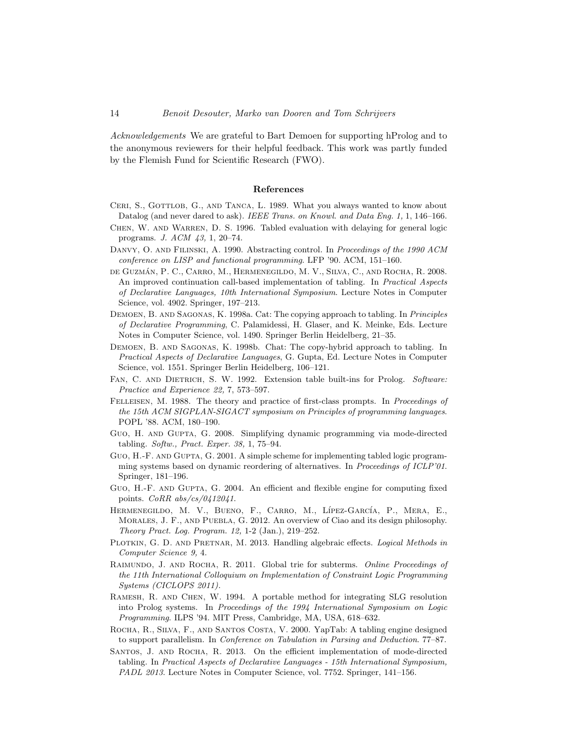*Acknowledgements* We are grateful to Bart Demoen for supporting hProlog and to the anonymous reviewers for their helpful feedback. This work was partly funded by the Flemish Fund for Scientific Research (FWO).

## References

Ceri, S., Gottlob, G., and Tanca, L. 1989. What you always wanted to know about Datalog (and never dared to ask). *IEEE Trans. on Knowl. and Data Eng. 1,* 1, 146–166.

Chen, W. and Warren, D. S. 1996. Tabled evaluation with delaying for general logic programs. *J. ACM 43,* 1, 20–74.

Danvy, O. and Filinski, A. 1990. Abstracting control. In *Proceedings of the 1990 ACM conference on LISP and functional programming*. LFP '90. ACM, 151–160.

de Guzmán, P. C., Carro, M., Hermenegildo, M. V., Silva, C., and Rocha, R. 2008. An improved continuation call-based implementation of tabling. In *Practical Aspects of Declarative Languages, 10th International Symposium*. Lecture Notes in Computer Science, vol. 4902. Springer, 197–213.

Demoen, B. and Sagonas, K. 1998a. Cat: The copying approach to tabling. In *Principles of Declarative Programming*, C. Palamidessi, H. Glaser, and K. Meinke, Eds. Lecture Notes in Computer Science, vol. 1490. Springer Berlin Heidelberg, 21–35.

Demoen, B. and Sagonas, K. 1998b. Chat: The copy-hybrid approach to tabling. In *Practical Aspects of Declarative Languages*, G. Gupta, Ed. Lecture Notes in Computer Science, vol. 1551. Springer Berlin Heidelberg, 106–121.

Fan, C. and Dietrich, S. W. 1992. Extension table built-ins for Prolog. *Software: Practice and Experience 22,* 7, 573–597.

Felleisen, M. 1988. The theory and practice of first-class prompts. In *Proceedings of the 15th ACM SIGPLAN-SIGACT symposium on Principles of programming languages*. POPL '88. ACM, 180–190.

Guo, H. and Gupta, G. 2008. Simplifying dynamic programming via mode-directed tabling. *Softw., Pract. Exper. 38,* 1, 75–94.

Guo, H.-F. and Gupta, G. 2001. A simple scheme for implementing tabled logic programming systems based on dynamic reordering of alternatives. In *Proceedings of ICLP'01*. Springer, 181–196.

Guo, H.-F. and Gupta, G. 2004. An efficient and flexible engine for computing fixed points. *CoRR abs/cs/0412041*.

Hermenegildo, M. V., Bueno, F., Carro, M., Lípez-García, P., Mera, E., Morales, J. F., and Puebla, G. 2012. An overview of Ciao and its design philosophy. *Theory Pract. Log. Program. 12,* 1-2 (Jan.), 219–252.

Plotkin, G. D. and Pretnar, M. 2013. Handling algebraic effects. *Logical Methods in Computer Science 9,* 4.

Raimundo, J. and Rocha, R. 2011. Global trie for subterms. *Online Proceedings of the 11th International Colloquium on Implementation of Constraint Logic Programming Systems (CICLOPS 2011)*.

Ramesh, R. and Chen, W. 1994. A portable method for integrating SLG resolution into Prolog systems. In *Proceedings of the 1994 International Symposium on Logic Programming*. ILPS '94. MIT Press, Cambridge, MA, USA, 618–632.

Rocha, R., Silva, F., and Santos Costa, V. 2000. YapTab: A tabling engine designed to support parallelism. In *Conference on Tabulation in Parsing and Deduction*. 77–87.

Santos, J. and Rocha, R. 2013. On the efficient implementation of mode-directed tabling. In *Practical Aspects of Declarative Languages - 15th International Symposium, PADL 2013*. Lecture Notes in Computer Science, vol. 7752. Springer, 141–156.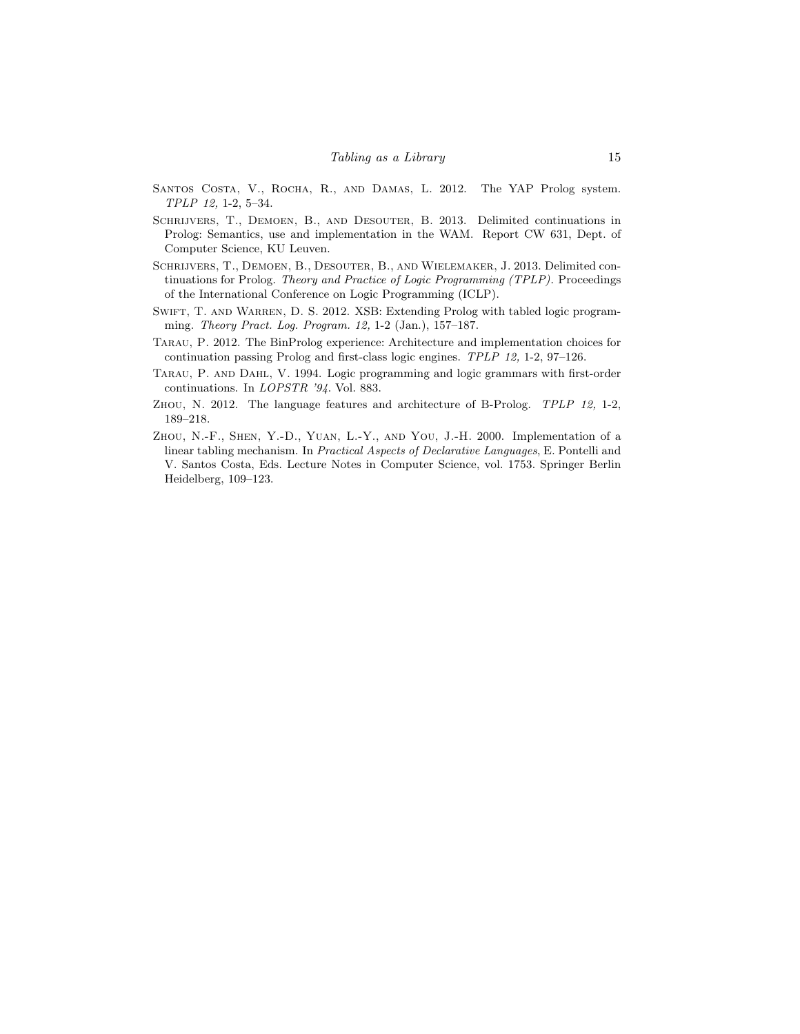Santos Costa, V., Rocha, R., and Damas, L. 2012. The YAP Prolog system. *TPLP 12,* 1-2, 5–34.

Schrijvers, T., Demoen, B., and Desouter, B. 2013. Delimited continuations in Prolog: Semantics, use and implementation in the WAM. Report CW 631, Dept. of Computer Science, KU Leuven.

Schrijvers, T., Demoen, B., Desouter, B., and Wielemaker, J. 2013. Delimited continuations for Prolog. *Theory and Practice of Logic Programming (TPLP)*. Proceedings of the International Conference on Logic Programming (ICLP).

Swift, T. and Warren, D. S. 2012. XSB: Extending Prolog with tabled logic programming. *Theory Pract. Log. Program. 12,* 1-2 (Jan.), 157–187.

Tarau, P. 2012. The BinProlog experience: Architecture and implementation choices for continuation passing Prolog and first-class logic engines. *TPLP 12,* 1-2, 97–126.

Tarau, P. and Dahl, V. 1994. Logic programming and logic grammars with first-order continuations. In *LOPSTR '94*. Vol. 883.

Zhou, N. 2012. The language features and architecture of B-Prolog. *TPLP 12,* 1-2, 189–218.

Zhou, N.-F., Shen, Y.-D., Yuan, L.-Y., and You, J.-H. 2000. Implementation of a linear tabling mechanism. In *Practical Aspects of Declarative Languages*, E. Pontelli and V. Santos Costa, Eds. Lecture Notes in Computer Science, vol. 1753. Springer Berlin Heidelberg, 109–123.